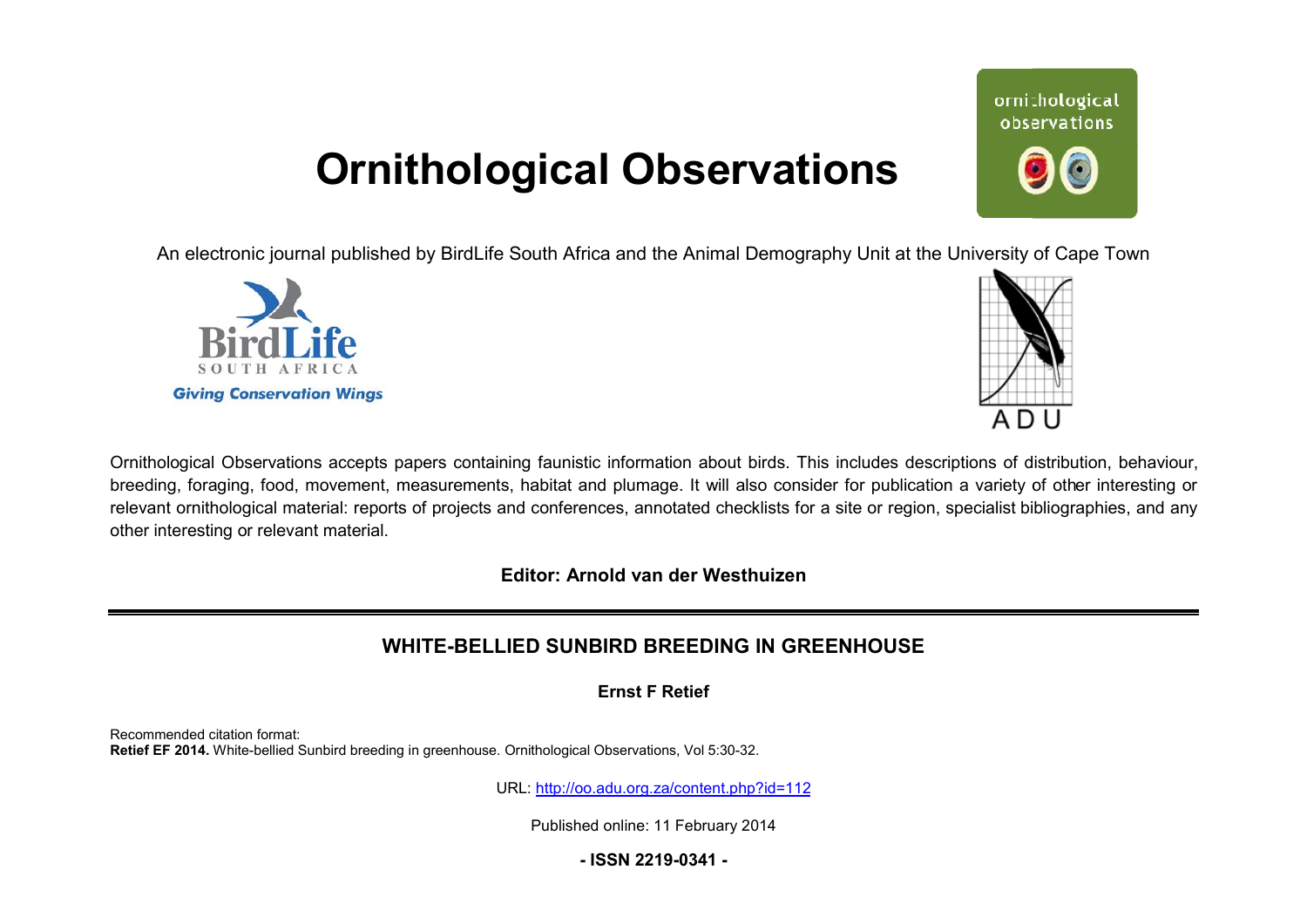# Ornithological Observations

An electronic journal published by BirdLife South Africa and the Animal Demography Unit at the University of Cape Town

Ornithological Observations accepts papers containing faunistic information about birds. This includes descriptions of distribution, behaviour, breeding, foraging, food, movement, measurements, habitat and plumage. It will also consider for publication a variety of other interesting or relevant ornithological material: reports of projects and conferences, annotated checklists for a site or region, specialist bibliographies, and any other interesting or relevant material.

**Editor: Arnold van der Westhuizen**

---

## WHITE-BELLIED SUNBIRD BREEDING IN GREENHOUSE

**Ernst F Retief**

Recommended citation format:
**Retief EF 2014.** White-bellied Sunbird breeding in greenhouse. Ornithological Observations, Vol 5:30-32.

URL: http://oo.adu.org.za/content.php?id=112

Published online: 11 February 2014

**- ISSN 2219-0341 -**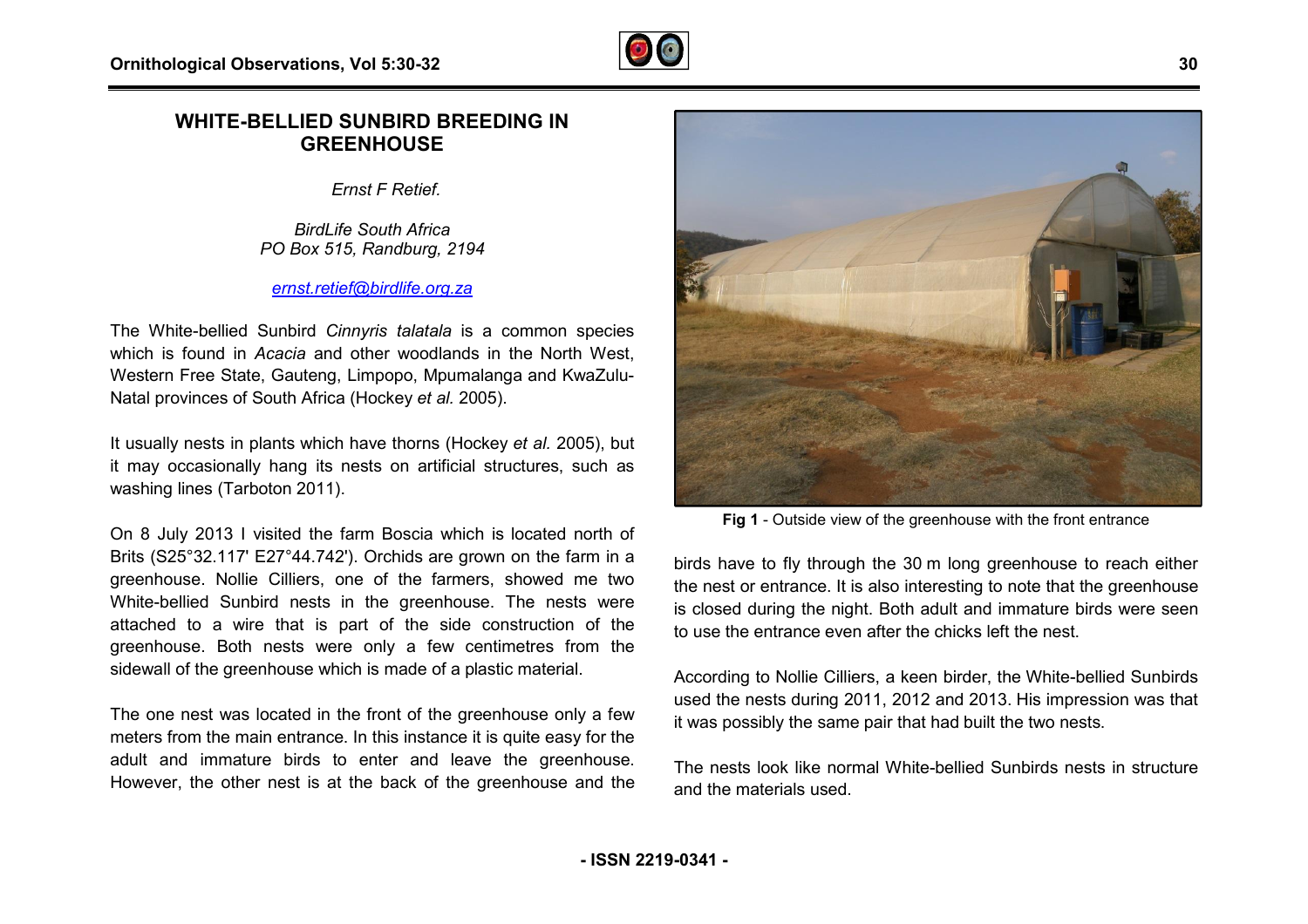# WHITE-BELLIED SUNBIRD BREEDING IN GREENHOUSE

*Ernst F Retief.*

*BirdLife South Africa*
*PO Box 515, Randburg, 2194*

*ernst.retief@birdlife.org.za*

The White-bellied Sunbird *Cinnyris talatala* is a common species which is found in *Acacia* and other woodlands in the North West, Western Free State, Gauteng, Limpopo, Mpumalanga and KwaZulu-Natal provinces of South Africa (Hockey *et al.* 2005).

It usually nests in plants which have thorns (Hockey *et al.* 2005), but it may occasionally hang its nests on artificial structures, such as washing lines (Tarboton 2011).

On 8 July 2013 I visited the farm Boscia which is located north of Brits (S25°32.117' E27°44.742'). Orchids are grown on the farm in a greenhouse. Nollie Cilliers, one of the farmers, showed me two White-bellied Sunbird nests in the greenhouse. The nests were attached to a wire that is part of the side construction of the greenhouse. Both nests were only a few centimetres from the sidewall of the greenhouse which is made of a plastic material.

The one nest was located in the front of the greenhouse only a few meters from the main entrance. In this instance it is quite easy for the adult and immature birds to enter and leave the greenhouse. However, the other nest is at the back of the greenhouse and the birds have to fly through the 30 m long greenhouse to reach either the nest or entrance. It is also interesting to note that the greenhouse is closed during the night. Both adult and immature birds were seen to use the entrance even after the chicks left the nest.

**Fig 1** - Outside view of the greenhouse with the front entrance

According to Nollie Cilliers, a keen birder, the White-bellied Sunbirds used the nests during 2011, 2012 and 2013. His impression was that it was possibly the same pair that had built the two nests.

The nests look like normal White-bellied Sunbirds nests in structure and the materials used.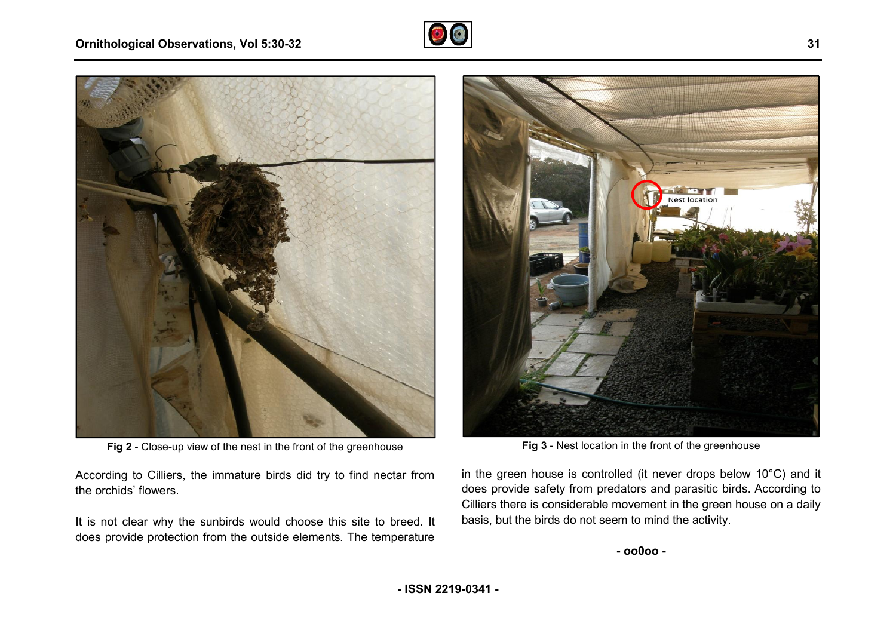Fig 2 - Close-up view of the nest in the front of the greenhouse

Fig 3 - Nest location in the front of the greenhouse

According to Cilliers, the immature birds did try to find nectar from the orchids' flowers.

It is not clear why the sunbirds would choose this site to breed. It does provide protection from the outside elements. The temperature in the green house is controlled (it never drops below 10°C) and it does provide safety from predators and parasitic birds. According to Cilliers there is considerable movement in the green house on a daily basis, but the birds do not seem to mind the activity.

- oo0oo -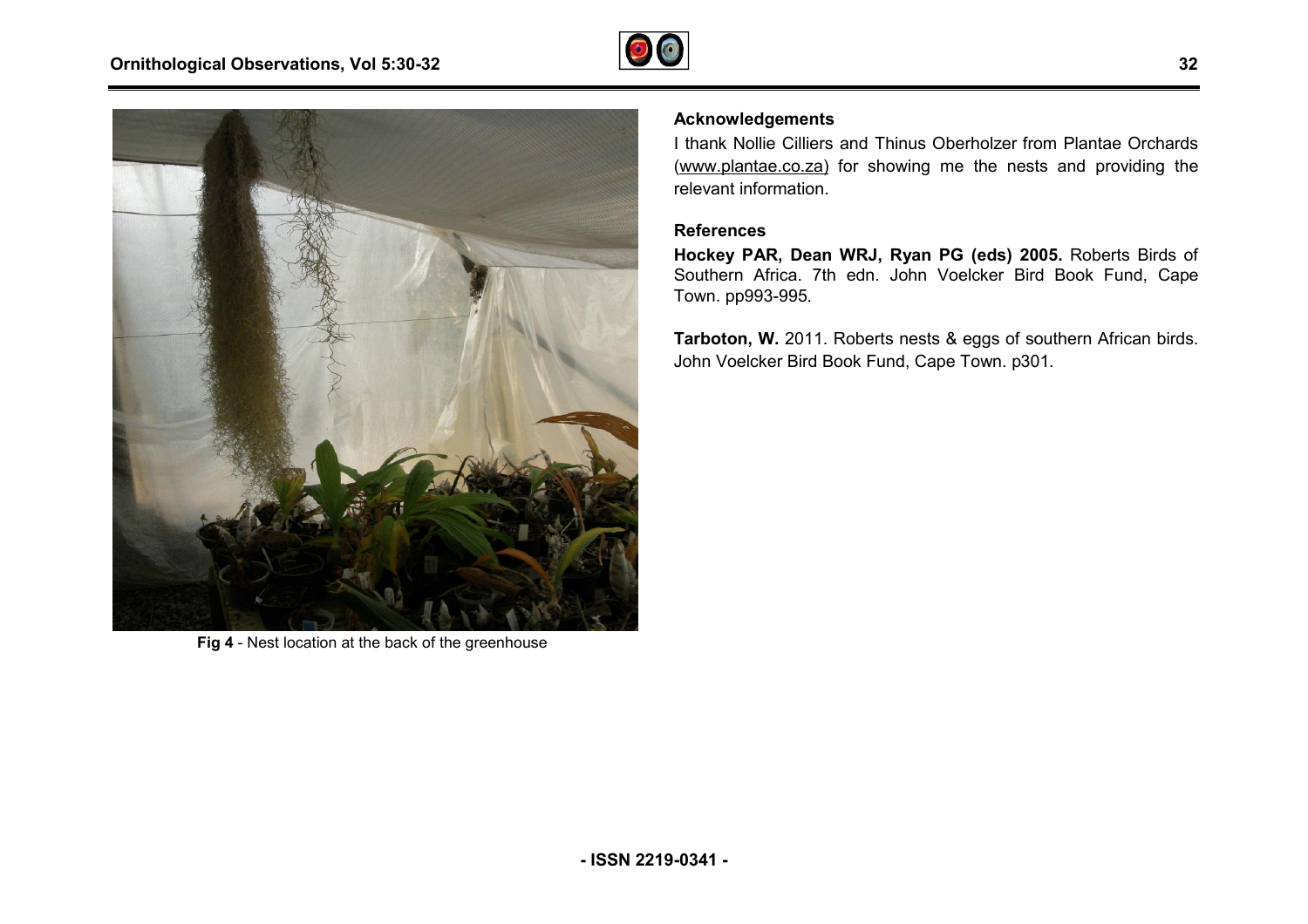Fig 4 - Nest location at the back of the greenhouse

## Acknowledgements

I thank Nollie Cilliers and Thinus Oberholzer from Plantae Orchards (www.plantae.co.za) for showing me the nests and providing the relevant information.

## References

**Hockey PAR, Dean WRJ, Ryan PG (eds) 2005.** Roberts Birds of Southern Africa. 7th edn. John Voelcker Bird Book Fund, Cape Town. pp993-995.

**Tarboton, W.** 2011. Roberts nests & eggs of southern African birds. John Voelcker Bird Book Fund, Cape Town. p301.